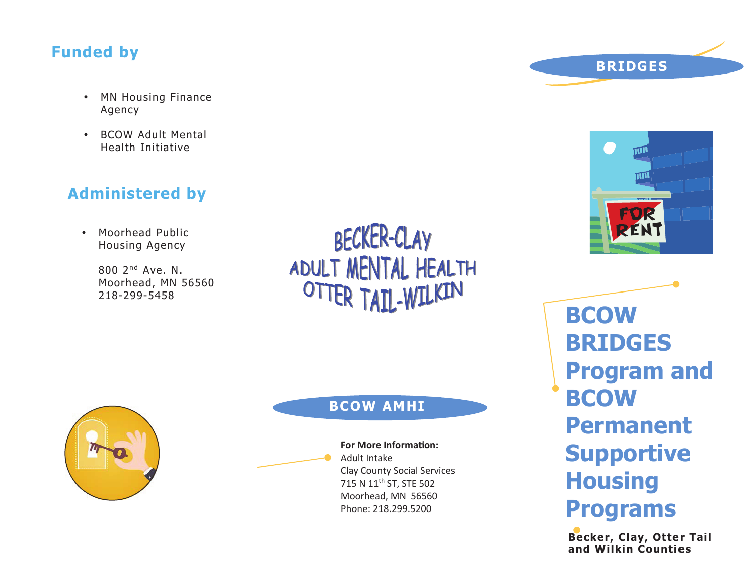## Funded by

- MN Housing Finance Agency
- BCOW Adult Mental Health Initiative

## Administered by

- Moorhead Public Housing Agency

  800 2nd Ave. N.
  Moorhead, MN 56560
  218-299-5458

BECKER-CLAY
ADULT MENTAL HEALTH
OTTER TAIL-WILKIN

BCOW AMHI

**For More Information:**
Adult Intake
Clay County Social Services
715 N 11th ST, STE 502
Moorhead, MN 56560
Phone: 218.299.5200

BRIDGES

# BCOW BRIDGES Program and BCOW Permanent Supportive Housing Programs

**Becker, Clay, Otter Tail and Wilkin Counties**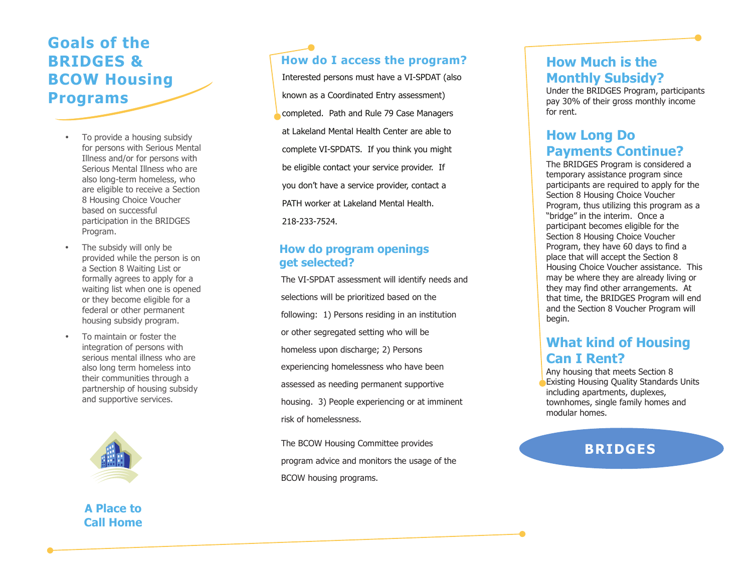## Goals of the BRIDGES & BCOW Housing Programs

- To provide a housing subsidy for persons with Serious Mental Illness and/or for persons with Serious Mental Illness who are also long-term homeless, who are eligible to receive a Section 8 Housing Choice Voucher based on successful participation in the BRIDGES Program.
- The subsidy will only be provided while the person is on a Section 8 Waiting List or formally agrees to apply for a waiting list when one is opened or they become eligible for a federal or other permanent housing subsidy program.
- To maintain or foster the integration of persons with serious mental illness who are also long term homeless into their communities through a partnership of housing subsidy and supportive services.

**A Place to Call Home**

## How do I access the program?

Interested persons must have a VI-SPDAT (also known as a Coordinated Entry assessment) completed. Path and Rule 79 Case Managers at Lakeland Mental Health Center are able to complete VI-SPDATS. If you think you might be eligible contact your service provider. If you don't have a service provider, contact a PATH worker at Lakeland Mental Health. 218-233-7524.

## How do program openings get selected?

The VI-SPDAT assessment will identify needs and selections will be prioritized based on the following: 1) Persons residing in an institution or other segregated setting who will be homeless upon discharge; 2) Persons experiencing homelessness who have been assessed as needing permanent supportive housing. 3) People experiencing or at imminent risk of homelessness.

The BCOW Housing Committee provides program advice and monitors the usage of the BCOW housing programs.

## How Much is the Monthly Subsidy?

Under the BRIDGES Program, participants pay 30% of their gross monthly income for rent.

## How Long Do Payments Continue?

The BRIDGES Program is considered a temporary assistance program since participants are required to apply for the Section 8 Housing Choice Voucher Program, thus utilizing this program as a "bridge" in the interim. Once a participant becomes eligible for the Section 8 Housing Choice Voucher Program, they have 60 days to find a place that will accept the Section 8 Housing Choice Voucher assistance. This may be where they are already living or they may find other arrangements. At that time, the BRIDGES Program will end and the Section 8 Voucher Program will begin.

## What kind of Housing Can I Rent?

Any housing that meets Section 8 Existing Housing Quality Standards Units including apartments, duplexes, townhomes, single family homes and modular homes.

**BRIDGES**